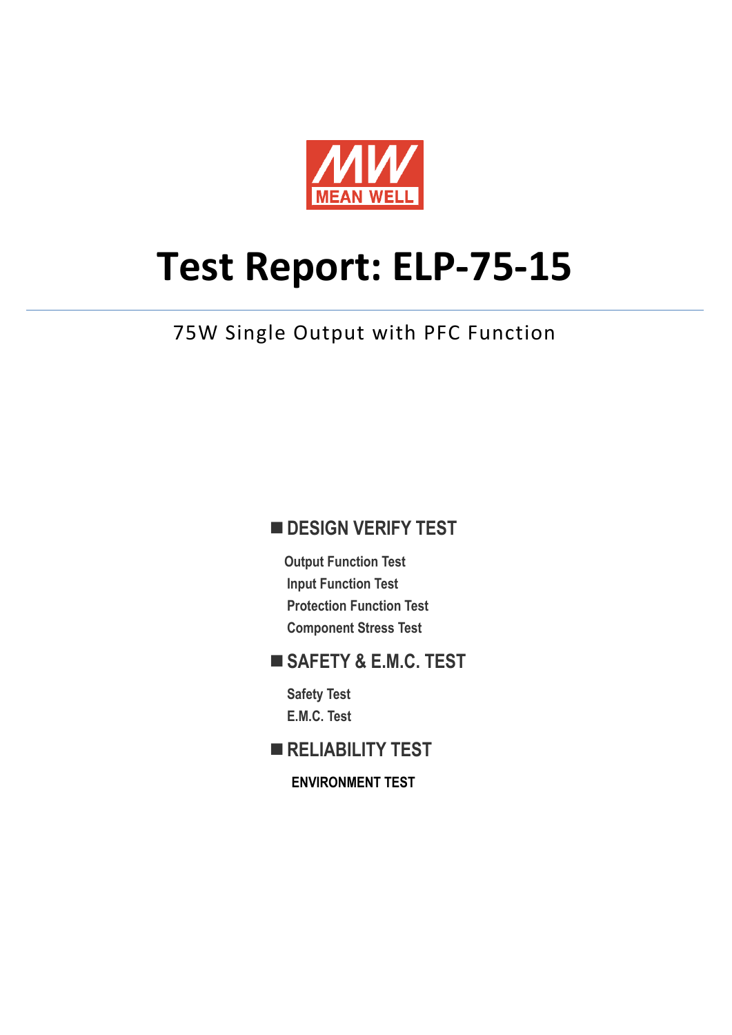MEAN WELL

# Test Report: ELP-75-15

75W Single Output with PFC Function

## ■ DESIGN VERIFY TEST

Output Function Test
Input Function Test
Protection Function Test
Component Stress Test

## ■ SAFETY & E.M.C. TEST

Safety Test
E.M.C. Test

## ■ RELIABILITY TEST

**ENVIRONMENT TEST**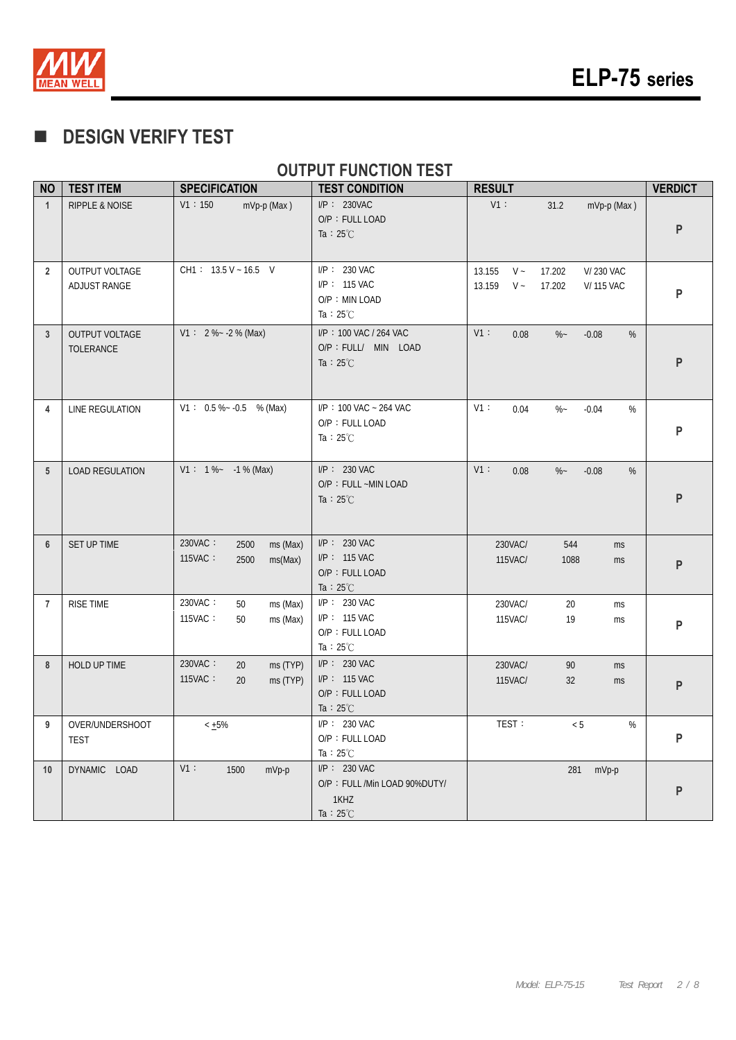## DESIGN VERIFY TEST

### OUTPUT FUNCTION TEST

| NO | TEST ITEM | SPECIFICATION | TEST CONDITION | RESULT | VERDICT |
|---|---|---|---|---|---|
| 1 | RIPPLE & NOISE | V1：150 mVp-p (Max) | I/P： 230VAC<br>O/P：FULL LOAD<br>Ta：25℃ | V1： 31.2 mVp-p (Max) | P |
| 2 | OUTPUT VOLTAGE ADJUST RANGE | CH1： 13.5 V ~ 16.5 V | I/P： 230 VAC<br>I/P： 115 VAC<br>O/P：MIN LOAD<br>Ta：25℃ | 13.155 V ~ 17.202 V/ 230 VAC<br>13.159 V ~ 17.202 V/ 115 VAC | P |
| 3 | OUTPUT VOLTAGE TOLERANCE | V1： 2 %~ -2 % (Max) | I/P：100 VAC / 264 VAC<br>O/P：FULL/ MIN LOAD<br>Ta：25℃ | V1： 0.08 %~ -0.08 % | P |
| 4 | LINE REGULATION | V1： 0.5 %~ -0.5 % (Max) | I/P：100 VAC ~ 264 VAC<br>O/P：FULL LOAD<br>Ta：25℃ | V1： 0.04 %~ -0.04 % | P |
| 5 | LOAD REGULATION | V1： 1 %~ -1 % (Max) | I/P： 230 VAC<br>O/P：FULL ~MIN LOAD<br>Ta：25℃ | V1： 0.08 %~ -0.08 % | P |
| 6 | SET UP TIME | 230VAC： 2500 ms (Max)<br>115VAC： 2500 ms(Max) | I/P： 230 VAC<br>I/P： 115 VAC<br>O/P：FULL LOAD<br>Ta：25℃ | 230VAC/ 544 ms<br>115VAC/ 1088 ms | P |
| 7 | RISE TIME | 230VAC： 50 ms (Max)<br>115VAC： 50 ms (Max) | I/P： 230 VAC<br>I/P： 115 VAC<br>O/P：FULL LOAD<br>Ta：25℃ | 230VAC/ 20 ms<br>115VAC/ 19 ms | P |
| 8 | HOLD UP TIME | 230VAC： 20 ms (TYP)<br>115VAC： 20 ms (TYP) | I/P： 230 VAC<br>I/P： 115 VAC<br>O/P：FULL LOAD<br>Ta：25℃ | 230VAC/ 90 ms<br>115VAC/ 32 ms | P |
| 9 | OVER/UNDERSHOOT TEST | < ±5% | I/P： 230 VAC<br>O/P：FULL LOAD<br>Ta：25℃ | TEST： < 5 % | P |
| 10 | DYNAMIC LOAD | V1： 1500 mVp-p | I/P： 230 VAC<br>O/P：FULL /Min LOAD 90%DUTY/ 1KHZ<br>Ta：25℃ | 281 mVp-p | P |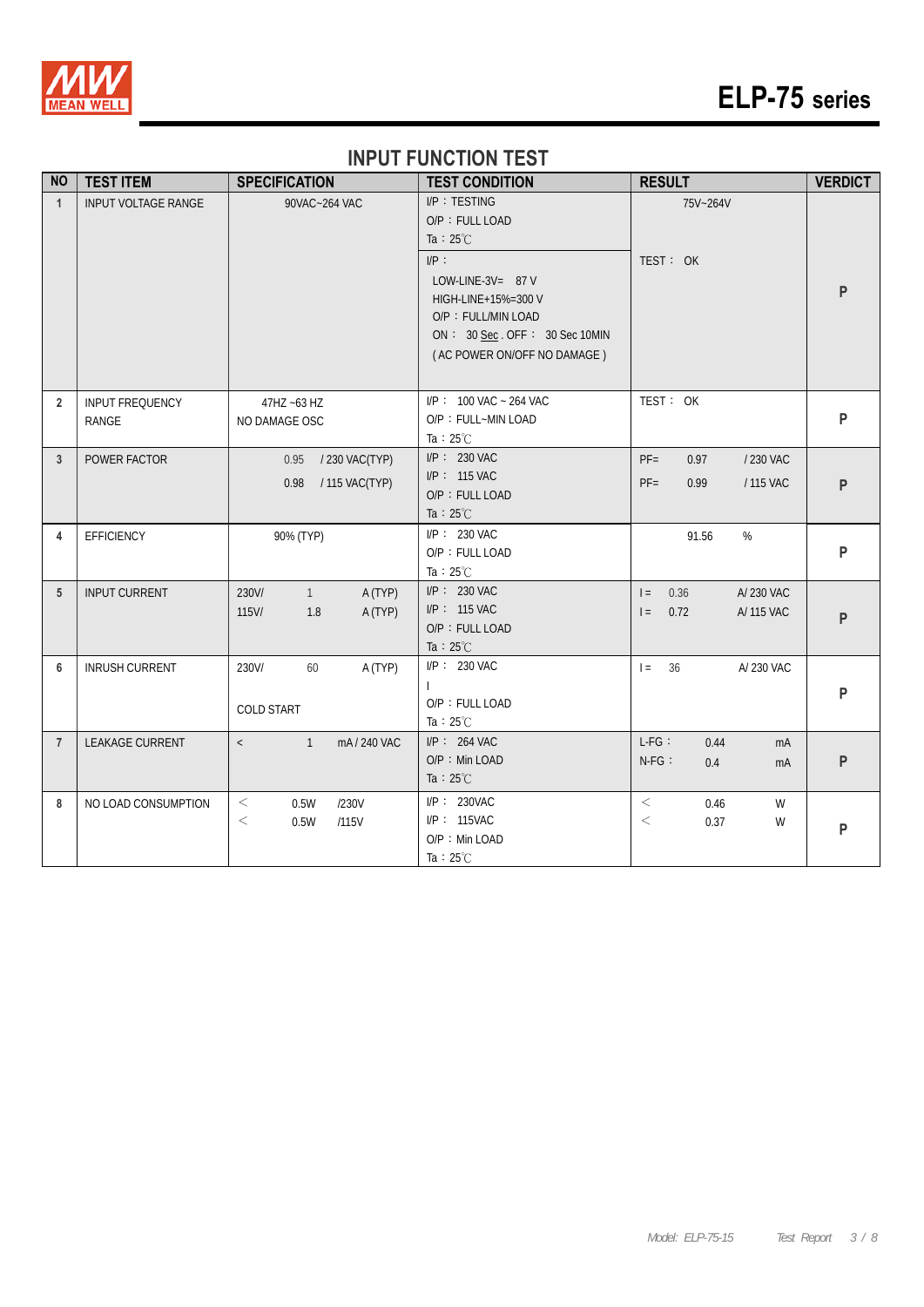# ELP-75 series

## INPUT FUNCTION TEST

| NO | TEST ITEM | SPECIFICATION | TEST CONDITION | RESULT | VERDICT |
|---|---|---|---|---|---|
| 1 | INPUT VOLTAGE RANGE | 90VAC~264 VAC | I/P：TESTING<br>O/P：FULL LOAD<br>Ta：25℃ | 75V~264V | P |
| | | | I/P：<br>LOW-LINE-3V= 87 V<br>HIGH-LINE+15%=300 V<br>O/P：FULL/MIN LOAD<br>ON： 30 Sec . OFF： 30 Sec 10MIN<br>( AC POWER ON/OFF NO DAMAGE ) | TEST： OK | |
| 2 | INPUT FREQUENCY RANGE | 47HZ ~63 HZ<br>NO DAMAGE OSC | I/P： 100 VAC ~ 264 VAC<br>O/P：FULL~MIN LOAD<br>Ta：25℃ | TEST： OK | P |
| 3 | POWER FACTOR | 0.95 / 230 VAC(TYP)<br>0.98 / 115 VAC(TYP) | I/P： 230 VAC<br>I/P： 115 VAC<br>O/P：FULL LOAD<br>Ta：25℃ | PF= 0.97 / 230 VAC<br>PF= 0.99 / 115 VAC | P |
| 4 | EFFICIENCY | 90% (TYP) | I/P： 230 VAC<br>O/P：FULL LOAD<br>Ta：25℃ | 91.56 % | P |
| 5 | INPUT CURRENT | 230V/ 1 A (TYP)<br>115V/ 1.8 A (TYP) | I/P： 230 VAC<br>I/P： 115 VAC<br>O/P：FULL LOAD<br>Ta：25℃ | I = 0.36 A/ 230 VAC<br>I = 0.72 A/ 115 VAC | P |
| 6 | INRUSH CURRENT | 230V/ 60 A (TYP)<br>COLD START | I/P： 230 VAC<br>I<br>O/P：FULL LOAD<br>Ta：25℃ | I = 36 A/ 230 VAC | P |
| 7 | LEAKAGE CURRENT | < 1 mA / 240 VAC | I/P： 264 VAC<br>O/P：Min LOAD<br>Ta：25℃ | L-FG： 0.44 mA<br>N-FG： 0.4 mA | P |
| 8 | NO LOAD CONSUMPTION | < 0.5W /230V<br>< 0.5W /115V | I/P： 230VAC<br>I/P： 115VAC<br>O/P：Min LOAD<br>Ta：25℃ | < 0.46 W<br>< 0.37 W | P |

Model: ELP-75-15 Test Report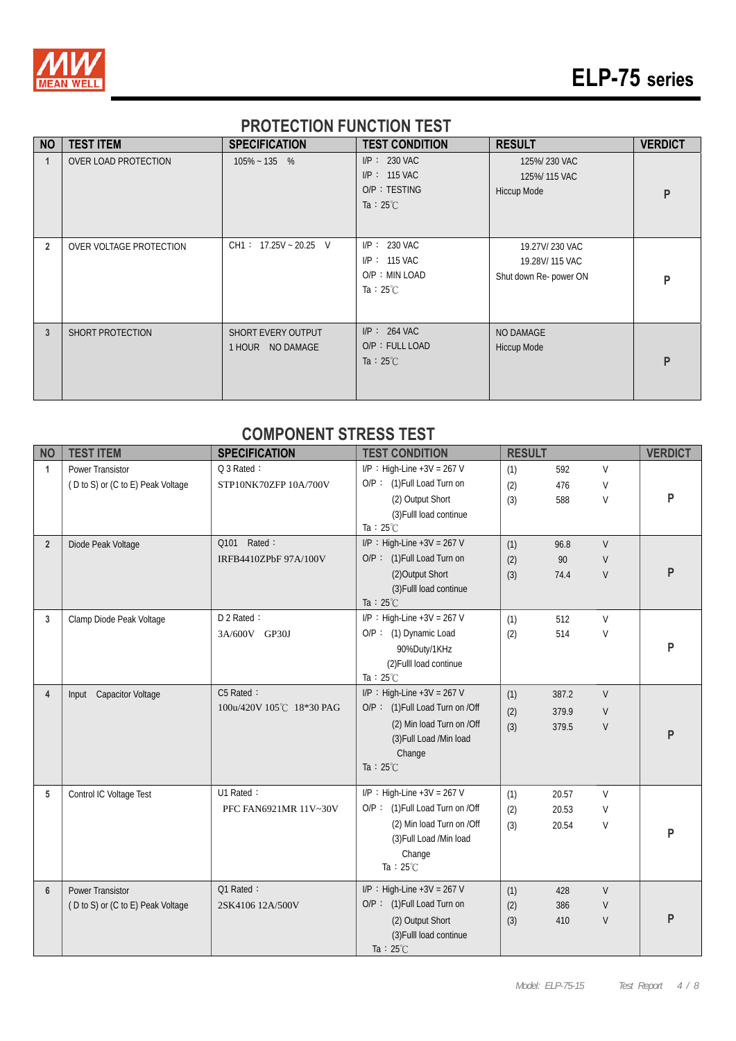# ELP-75 series

## PROTECTION FUNCTION TEST

| NO | TEST ITEM | SPECIFICATION | TEST CONDITION | RESULT | VERDICT |
|---|---|---|---|---|---|
| 1 | OVER LOAD PROTECTION | 105% ~ 135 % | I/P： 230 VAC<br>I/P： 115 VAC<br>O/P：TESTING<br>Ta：25℃ | 125%/ 230 VAC<br>125%/ 115 VAC<br>Hiccup Mode | P |
| 2 | OVER VOLTAGE PROTECTION | CH1： 17.25V ~ 20.25 V | I/P： 230 VAC<br>I/P： 115 VAC<br>O/P：MIN LOAD<br>Ta：25℃ | 19.27V/ 230 VAC<br>19.28V/ 115 VAC<br>Shut down Re- power ON | P |
| 3 | SHORT PROTECTION | SHORT EVERY OUTPUT<br>1 HOUR NO DAMAGE | I/P： 264 VAC<br>O/P：FULL LOAD<br>Ta：25℃ | NO DAMAGE<br>Hiccup Mode | P |

## COMPONENT STRESS TEST

| NO | TEST ITEM | SPECIFICATION | TEST CONDITION | RESULT | VERDICT |
|---|---|---|---|---|---|
| 1 | Power Transistor<br>( D to S) or (C to E) Peak Voltage | Q 3 Rated：<br>STP10NK70ZFP 10A/700V | I/P：High-Line +3V = 267 V<br>O/P： (1)Full Load Turn on<br>(2) Output Short<br>(3)Fulll load continue<br>Ta：25℃ | (1) 592 V<br>(2) 476 V<br>(3) 588 V | P |
| 2 | Diode Peak Voltage | Q101 Rated：<br>IRFB4410ZPbF 97A/100V | I/P：High-Line +3V = 267 V<br>O/P： (1)Full Load Turn on<br>(2)Output Short<br>(3)Fulll load continue<br>Ta：25℃ | (1) 96.8 V<br>(2) 90 V<br>(3) 74.4 V | P |
| 3 | Clamp Diode Peak Voltage | D 2 Rated：<br>3A/600V GP30J | I/P：High-Line +3V = 267 V<br>O/P： (1) Dynamic Load<br>90%Duty/1KHz<br>(2)Fulll load continue<br>Ta：25℃ | (1) 512 V<br>(2) 514 V | P |
| 4 | Input Capacitor Voltage | C5 Rated：<br>100u/420V 105℃ 18*30 PAG | I/P：High-Line +3V = 267 V<br>O/P： (1)Full Load Turn on /Off<br>(2) Min load Turn on /Off<br>(3)Full Load /Min load Change<br>Ta：25℃ | (1) 387.2 V<br>(2) 379.9 V<br>(3) 379.5 V | P |
| 5 | Control IC Voltage Test | U1 Rated：<br>PFC FAN6921MR 11V~30V | I/P：High-Line +3V = 267 V<br>O/P： (1)Full Load Turn on /Off<br>(2) Min load Turn on /Off<br>(3)Full Load /Min load Change<br>Ta：25℃ | (1) 20.57 V<br>(2) 20.53 V<br>(3) 20.54 V | P |
| 6 | Power Transistor<br>( D to S) or (C to E) Peak Voltage | Q1 Rated：<br>2SK4106 12A/500V | I/P：High-Line +3V = 267 V<br>O/P： (1)Full Load Turn on<br>(2) Output Short<br>(3)Fulll load continue<br>Ta：25℃ | (1) 428 V<br>(2) 386 V<br>(3) 410 V | P |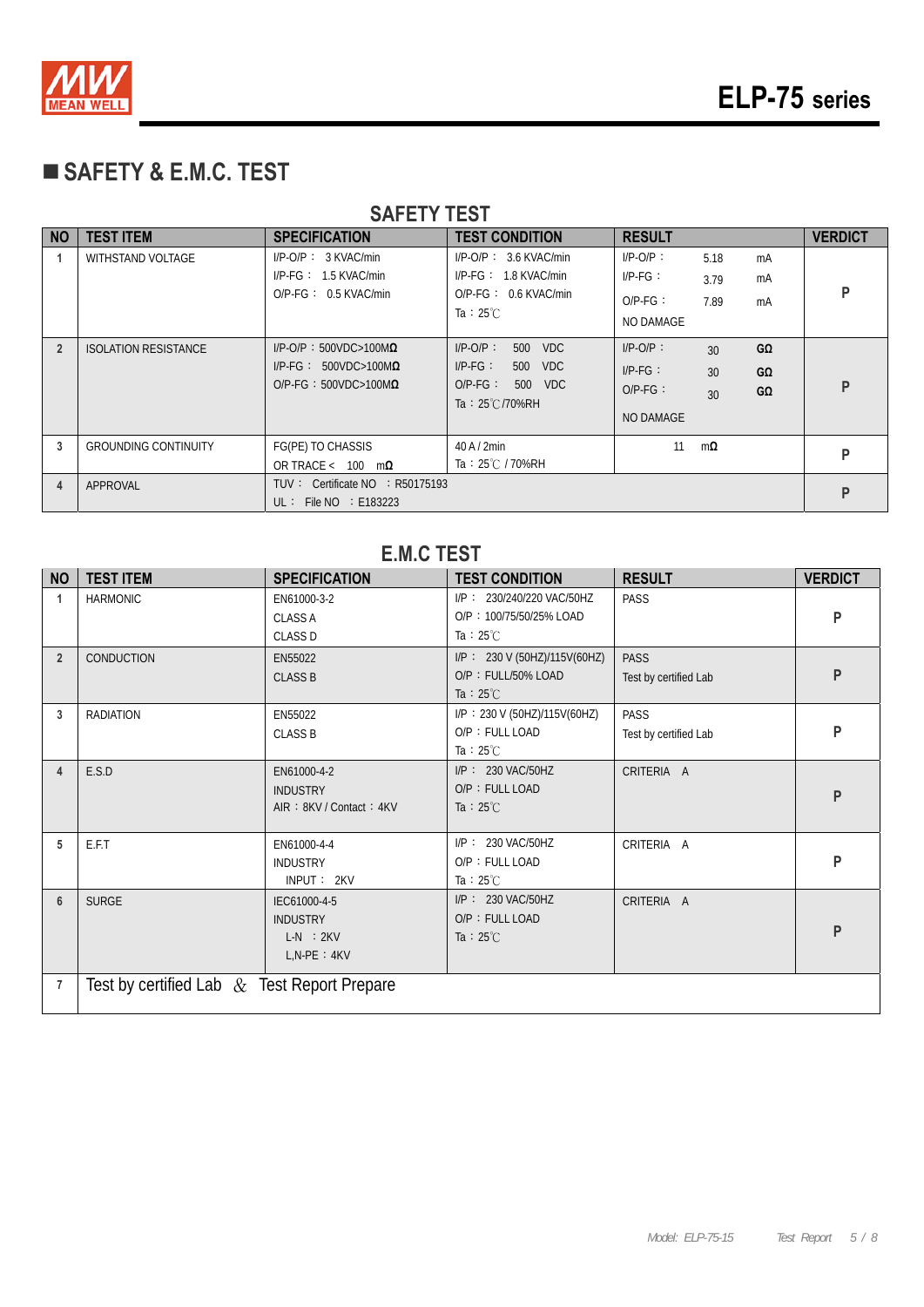## ■ SAFETY & E.M.C. TEST

### SAFETY TEST

| NO | TEST ITEM | SPECIFICATION | TEST CONDITION | RESULT | VERDICT |
|---|---|---|---|---|---|
| 1 | WITHSTAND VOLTAGE | I/P-O/P： 3 KVAC/min<br>I/P-FG： 1.5 KVAC/min<br>O/P-FG： 0.5 KVAC/min | I/P-O/P： 3.6 KVAC/min<br>I/P-FG： 1.8 KVAC/min<br>O/P-FG： 0.6 KVAC/min<br>Ta：25℃ | I/P-O/P： 5.18 mA<br>I/P-FG： 3.79 mA<br>O/P-FG： 7.89 mA<br>NO DAMAGE | P |
| 2 | ISOLATION RESISTANCE | I/P-O/P：500VDC>100MΩ<br>I/P-FG： 500VDC>100MΩ<br>O/P-FG：500VDC>100MΩ | I/P-O/P： 500 VDC<br>I/P-FG： 500 VDC<br>O/P-FG： 500 VDC<br>Ta：25℃/70%RH | I/P-O/P： 30 GΩ<br>I/P-FG： 30 GΩ<br>O/P-FG： 30 GΩ<br>NO DAMAGE | P |
| 3 | GROUNDING CONTINUITY | FG(PE) TO CHASSIS<br>OR TRACE < 100 mΩ | 40 A / 2min<br>Ta：25℃ / 70%RH | 11 mΩ | P |
| 4 | APPROVAL | TUV： Certificate NO ：R50175193<br>UL： File NO ：E183223 | | | P |

### E.M.C TEST

| NO | TEST ITEM | SPECIFICATION | TEST CONDITION | RESULT | VERDICT |
|---|---|---|---|---|---|
| 1 | HARMONIC | EN61000-3-2<br>CLASS A<br>CLASS D | I/P： 230/240/220 VAC/50HZ<br>O/P：100/75/50/25% LOAD<br>Ta：25℃ | PASS | P |
| 2 | CONDUCTION | EN55022<br>CLASS B | I/P： 230 V (50HZ)/115V(60HZ)<br>O/P：FULL/50% LOAD<br>Ta：25℃ | PASS<br>Test by certified Lab | P |
| 3 | RADIATION | EN55022<br>CLASS B | I/P：230 V (50HZ)/115V(60HZ)<br>O/P：FULL LOAD<br>Ta：25℃ | PASS<br>Test by certified Lab | P |
| 4 | E.S.D | EN61000-4-2<br>INDUSTRY<br>AIR：8KV / Contact：4KV | I/P： 230 VAC/50HZ<br>O/P：FULL LOAD<br>Ta：25℃ | CRITERIA A | P |
| 5 | E.F.T | EN61000-4-4<br>INDUSTRY<br>INPUT： 2KV | I/P： 230 VAC/50HZ<br>O/P：FULL LOAD<br>Ta：25℃ | CRITERIA A | P |
| 6 | SURGE | IEC61000-4-5<br>INDUSTRY<br>L-N ：2KV<br>L,N-PE：4KV | I/P： 230 VAC/50HZ<br>O/P：FULL LOAD<br>Ta：25℃ | CRITERIA A | P |
| 7 | Test by certified Lab & Test Report Prepare | | | | |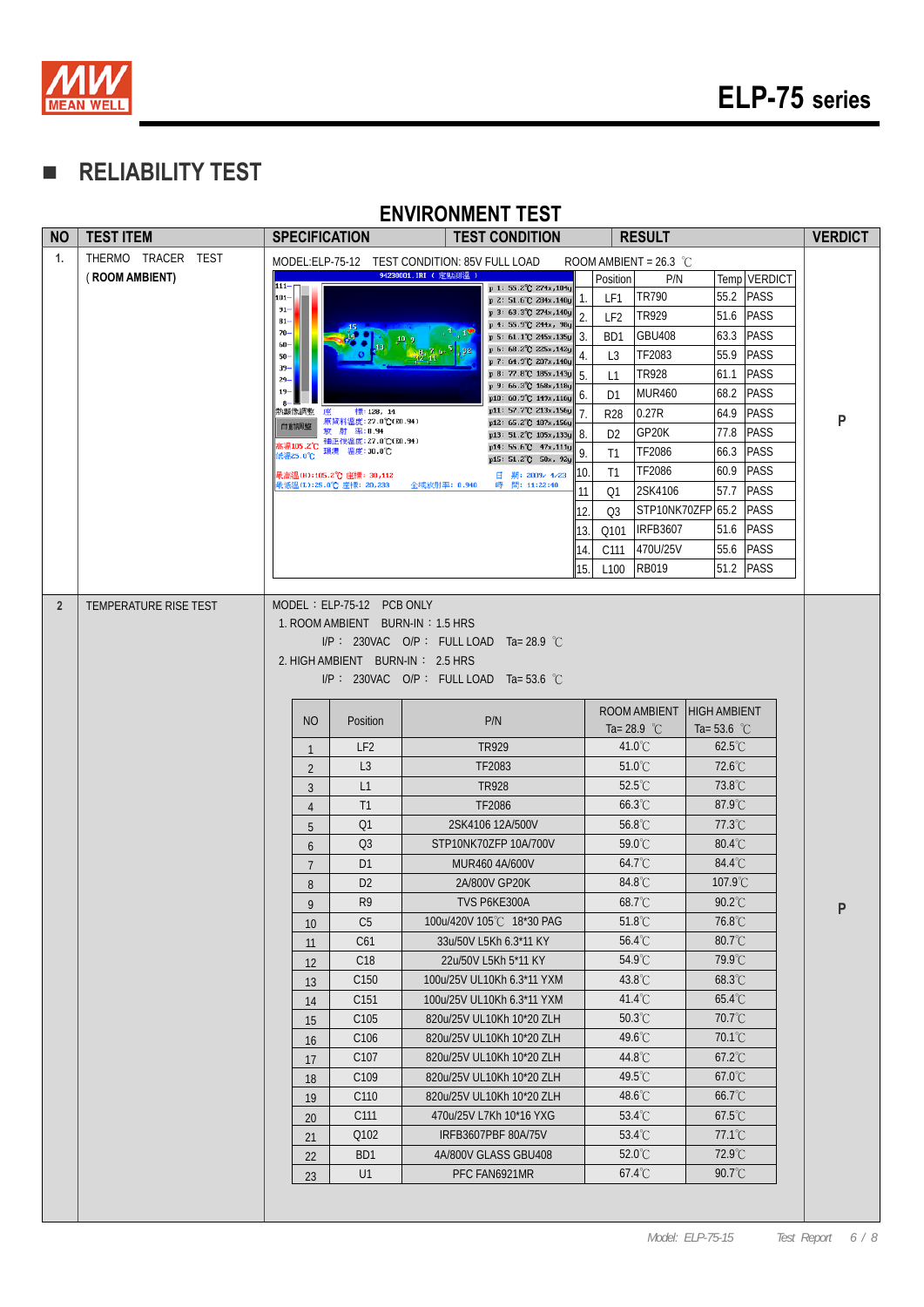## ■ RELIABILITY TEST

### ENVIRONMENT TEST

| NO | TEST ITEM | SPECIFICATION | TEST CONDITION | RESULT | VERDICT |
|---|---|---|---|---|---|
| 1. | THERMO TRACER TEST ( ROOM AMBIENT) | MODEL:ELP-75-12 TEST CONDITION: 85V FULL LOAD ROOM AMBIENT = 26.3 ℃ | | | P |

| | Position | P/N | Temp | VERDICT |
|---|---|---|---|---|
| 1. | LF1 | TR790 | 55.2 | PASS |
| 2. | LF2 | TR929 | 51.6 | PASS |
| 3. | BD1 | GBU408 | 63.3 | PASS |
| 4. | L3 | TF2083 | 55.9 | PASS |
| 5. | L1 | TR928 | 61.1 | PASS |
| 6. | D1 | MUR460 | 68.2 | PASS |
| 7. | R28 | 0.27R | 64.9 | PASS |
| 8. | D2 | GP20K | 77.8 | PASS |
| 9. | T1 | TF2086 | 66.3 | PASS |
| 10. | T1 | TF2086 | 60.9 | PASS |
| 11 | Q1 | 2SK4106 | 57.7 | PASS |
| 12. | Q3 | STP10NK70ZFP | 65.2 | PASS |
| 13. | Q101 | IRFB3607 | 51.6 | PASS |
| 14. | C111 | 470U/25V | 55.6 | PASS |
| 15. | L100 | RB019 | 51.2 | PASS |

| NO | TEST ITEM | SPECIFICATION / TEST CONDITION | VERDICT |
|---|---|---|---|
| 2 | TEMPERATURE RISE TEST | MODEL : ELP-75-12 PCB ONLY<br>1. ROOM AMBIENT BURN-IN : 1.5 HRS<br>I/P : 230VAC O/P : FULL LOAD Ta= 28.9 ℃<br>2. HIGH AMBIENT BURN-IN : 2.5 HRS<br>I/P : 230VAC O/P : FULL LOAD Ta= 53.6 ℃ | P |

| NO | Position | P/N | ROOM AMBIENT Ta= 28.9 ℃ | HIGH AMBIENT Ta= 53.6 ℃ |
|---|---|---|---|---|
| 1 | LF2 | TR929 | 41.0℃ | 62.5℃ |
| 2 | L3 | TF2083 | 51.0℃ | 72.6℃ |
| 3 | L1 | TR928 | 52.5℃ | 73.8℃ |
| 4 | T1 | TF2086 | 66.3℃ | 87.9℃ |
| 5 | Q1 | 2SK4106 12A/500V | 56.8℃ | 77.3℃ |
| 6 | Q3 | STP10NK70ZFP 10A/700V | 59.0℃ | 80.4℃ |
| 7 | D1 | MUR460 4A/600V | 64.7℃ | 84.4℃ |
| 8 | D2 | 2A/800V GP20K | 84.8℃ | 107.9℃ |
| 9 | R9 | TVS P6KE300A | 68.7℃ | 90.2℃ |
| 10 | C5 | 100u/420V 105℃ 18*30 PAG | 51.8℃ | 76.8℃ |
| 11 | C61 | 33u/50V L5Kh 6.3*11 KY | 56.4℃ | 80.7℃ |
| 12 | C18 | 22u/50V L5Kh 5*11 KY | 54.9℃ | 79.9℃ |
| 13 | C150 | 100u/25V UL10Kh 6.3*11 YXM | 43.8℃ | 68.3℃ |
| 14 | C151 | 100u/25V UL10Kh 6.3*11 YXM | 41.4℃ | 65.4℃ |
| 15 | C105 | 820u/25V UL10Kh 10*20 ZLH | 50.3℃ | 70.7℃ |
| 16 | C106 | 820u/25V UL10Kh 10*20 ZLH | 49.6℃ | 70.1℃ |
| 17 | C107 | 820u/25V UL10Kh 10*20 ZLH | 44.8℃ | 67.2℃ |
| 18 | C109 | 820u/25V UL10Kh 10*20 ZLH | 49.5℃ | 67.0℃ |
| 19 | C110 | 820u/25V UL10Kh 10*20 ZLH | 48.6℃ | 66.7℃ |
| 20 | C111 | 470u/25V L7Kh 10*16 YXG | 53.4℃ | 67.5℃ |
| 21 | Q102 | IRFB3607PBF 80A/75V | 53.4℃ | 77.1℃ |
| 22 | BD1 | 4A/800V GLASS GBU408 | 52.0℃ | 72.9℃ |
| 23 | U1 | PFC FAN6921MR | 67.4℃ | 90.7℃ |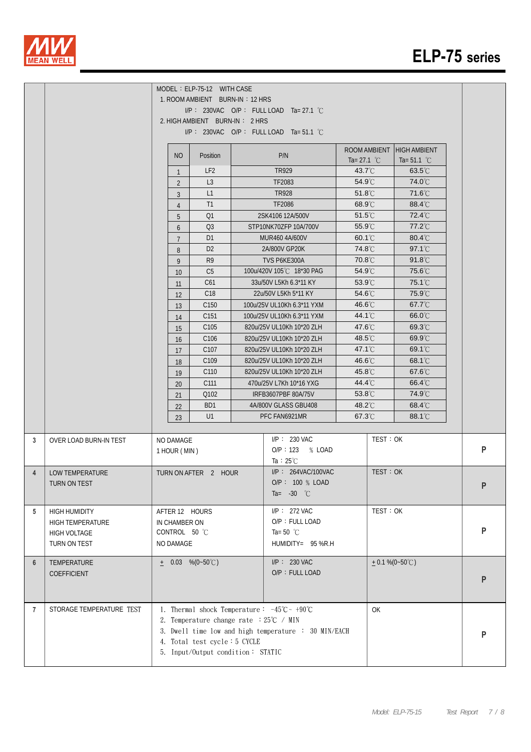# ELP-75 series

MODEL：ELP-75-12 WITH CASE

1. ROOM AMBIENT BURN-IN：12 HRS
   I/P： 230VAC O/P： FULL LOAD Ta= 27.1 ℃
2. HIGH AMBIENT BURN-IN： 2 HRS
   I/P： 230VAC O/P： FULL LOAD Ta= 51.1 ℃

| NO | Position | P/N | ROOM AMBIENT Ta= 27.1 ℃ | HIGH AMBIENT Ta= 51.1 ℃ |
|---|---|---|---|---|
| 1 | LF2 | TR929 | 43.7℃ | 63.5℃ |
| 2 | L3 | TF2083 | 54.9℃ | 74.0℃ |
| 3 | L1 | TR928 | 51.8℃ | 71.6℃ |
| 4 | T1 | TF2086 | 68.9℃ | 88.4℃ |
| 5 | Q1 | 2SK4106 12A/500V | 51.5℃ | 72.4℃ |
| 6 | Q3 | STP10NK70ZFP 10A/700V | 55.9℃ | 77.2℃ |
| 7 | D1 | MUR460 4A/600V | 60.1℃ | 80.4℃ |
| 8 | D2 | 2A/800V GP20K | 74.8℃ | 97.1℃ |
| 9 | R9 | TVS P6KE300A | 70.8℃ | 91.8℃ |
| 10 | C5 | 100u/420V 105℃ 18*30 PAG | 54.9℃ | 75.6℃ |
| 11 | C61 | 33u/50V L5Kh 6.3*11 KY | 53.9℃ | 75.1℃ |
| 12 | C18 | 22u/50V L5Kh 5*11 KY | 54.6℃ | 75.9℃ |
| 13 | C150 | 100u/25V UL10Kh 6.3*11 YXM | 46.6℃ | 67.7℃ |
| 14 | C151 | 100u/25V UL10Kh 6.3*11 YXM | 44.1℃ | 66.0℃ |
| 15 | C105 | 820u/25V UL10Kh 10*20 ZLH | 47.6℃ | 69.3℃ |
| 16 | C106 | 820u/25V UL10Kh 10*20 ZLH | 48.5℃ | 69.9℃ |
| 17 | C107 | 820u/25V UL10Kh 10*20 ZLH | 47.1℃ | 69.1℃ |
| 18 | C109 | 820u/25V UL10Kh 10*20 ZLH | 46.6℃ | 68.1℃ |
| 19 | C110 | 820u/25V UL10Kh 10*20 ZLH | 45.8℃ | 67.6℃ |
| 20 | C111 | 470u/25V L7Kh 10*16 YXG | 44.4℃ | 66.4℃ |
| 21 | Q102 | IRFB3607PBF 80A/75V | 53.8℃ | 74.9℃ |
| 22 | BD1 | 4A/800V GLASS GBU408 | 48.2℃ | 68.4℃ |
| 23 | U1 | PFC FAN6921MR | 67.3℃ | 88.1℃ |

| NO | TEST ITEM | SPECIFICATION | TEST CONDITION | RESULT | |
|---|---|---|---|---|---|
| 3 | OVER LOAD BURN-IN TEST | NO DAMAGE<br>1 HOUR ( MIN ) | I/P： 230 VAC<br>O/P：123 ％ LOAD<br>Ta：25℃ | TEST：OK | P |
| 4 | LOW TEMPERATURE TURN ON TEST | TURN ON AFTER 2 HOUR | I/P： 264VAC/100VAC<br>O/P： 100 ％ LOAD<br>Ta= -30 ℃ | TEST：OK | P |
| 5 | HIGH HUMIDITY HIGH TEMPERATURE HIGH VOLTAGE TURN ON TEST | AFTER 12 HOURS<br>IN CHAMBER ON<br>CONTROL 50 ℃<br>NO DAMAGE | I/P： 272 VAC<br>O/P：FULL LOAD<br>Ta= 50 ℃<br>HUMIDITY= 95 %R.H | TEST：OK | P |
| 6 | TEMPERATURE COEFFICIENT | ± 0.03 %(0~50℃) | I/P： 230 VAC<br>O/P：FULL LOAD | ± 0.1 %(0~50℃) | P |
| 7 | STORAGE TEMPERATURE TEST | 1. Thermal shock Temperature： -45℃ ~ +90℃<br>2. Temperature change rate ：25℃ / MIN<br>3. Dwell time low and high temperature ： 30 MIN/EACH<br>4. Total test cycle：5 CYCLE<br>5. Input/Output condition： STATIC | | OK | P |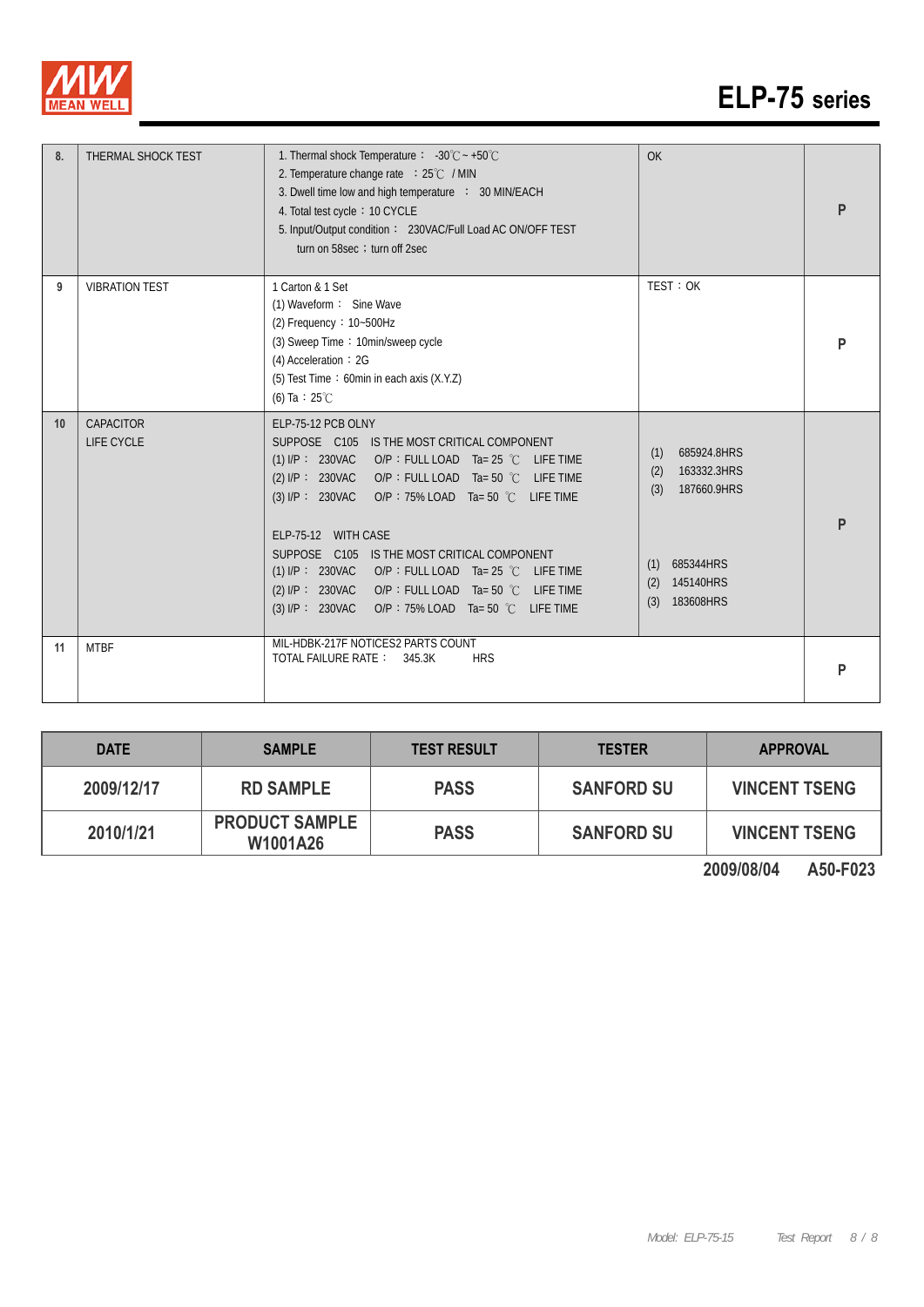# ELP-75 series

| | | | | |
|---|---|---|---|---|
| 8. | THERMAL SHOCK TEST | 1. Thermal shock Temperature： -30℃ ~ +50℃<br>2. Temperature change rate ：25℃ / MIN<br>3. Dwell time low and high temperature ： 30 MIN/EACH<br>4. Total test cycle：10 CYCLE<br>5. Input/Output condition： 230VAC/Full Load AC ON/OFF TEST<br>turn on 58sec；turn off 2sec | OK | P |
| 9 | VIBRATION TEST | 1 Carton & 1 Set<br>(1) Waveform： Sine Wave<br>(2) Frequency：10~500Hz<br>(3) Sweep Time：10min/sweep cycle<br>(4) Acceleration：2G<br>(5) Test Time：60min in each axis (X.Y.Z)<br>(6) Ta：25℃ | TEST：OK | P |
| 10 | CAPACITOR LIFE CYCLE | ELP-75-12 PCB OLNY<br>SUPPOSE C105 IS THE MOST CRITICAL COMPONENT<br>(1) I/P： 230VAC O/P：FULL LOAD Ta= 25 ℃ LIFE TIME<br>(2) I/P： 230VAC O/P：FULL LOAD Ta= 50 ℃ LIFE TIME<br>(3) I/P： 230VAC O/P：75% LOAD Ta= 50 ℃ LIFE TIME<br><br>ELP-75-12 WITH CASE<br>SUPPOSE C105 IS THE MOST CRITICAL COMPONENT<br>(1) I/P： 230VAC O/P：FULL LOAD Ta= 25 ℃ LIFE TIME<br>(2) I/P： 230VAC O/P：FULL LOAD Ta= 50 ℃ LIFE TIME<br>(3) I/P： 230VAC O/P：75% LOAD Ta= 50 ℃ LIFE TIME | (1) 685924.8HRS<br>(2) 163332.3HRS<br>(3) 187660.9HRS<br><br>(1) 685344HRS<br>(2) 145140HRS<br>(3) 183608HRS | P |
| 11 | MTBF | MIL-HDBK-217F NOTICES2 PARTS COUNT<br>TOTAL FAILURE RATE： 345.3K HRS | | P |

| DATE | SAMPLE | TEST RESULT | TESTER | APPROVAL |
|---|---|---|---|---|
| 2009/12/17 | RD SAMPLE | PASS | SANFORD SU | VINCENT TSENG |
| 2010/1/21 | PRODUCT SAMPLE W1001A26 | PASS | SANFORD SU | VINCENT TSENG |

2009/08/04 A50-F023